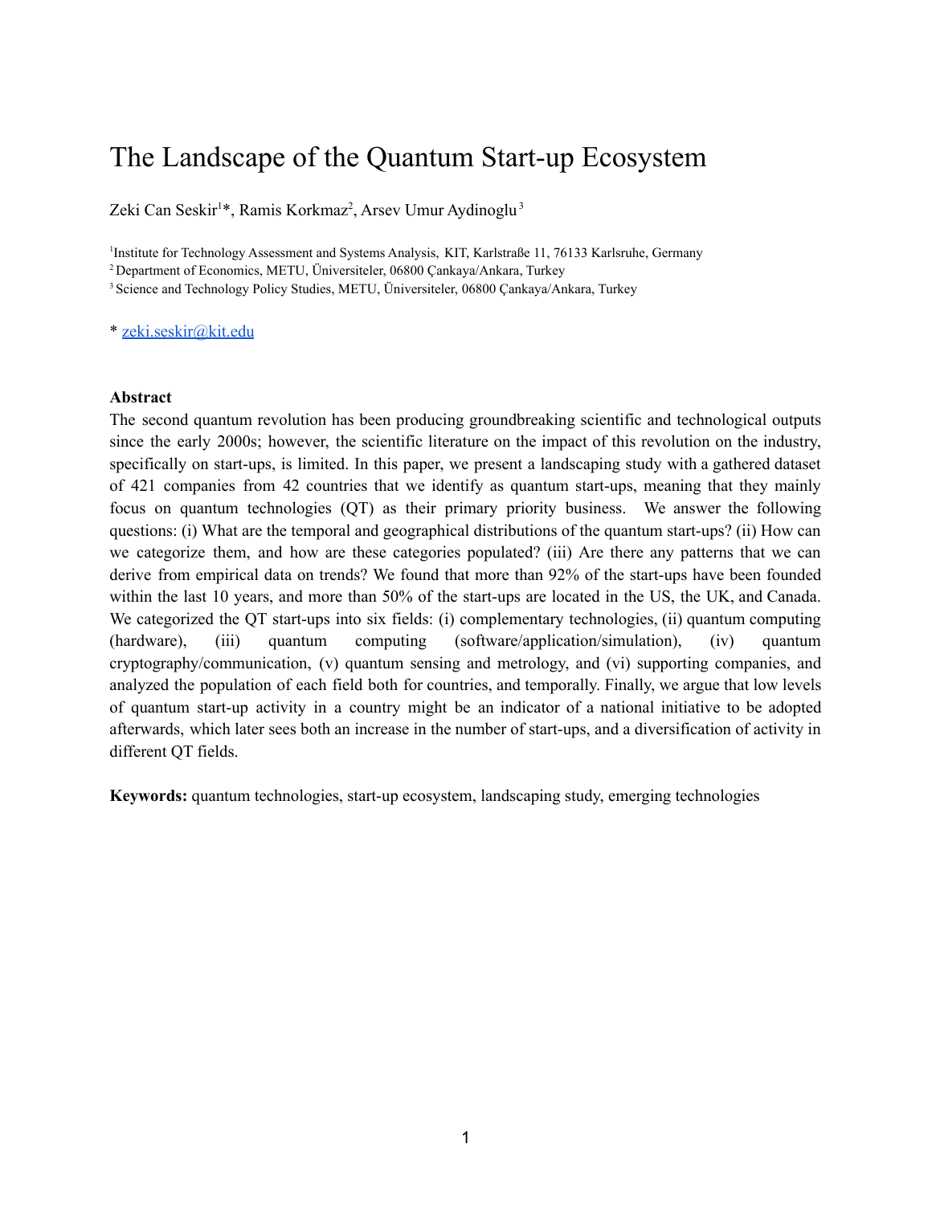# The Landscape of the Quantum Start-up Ecosystem

Zeki Can Seskir[1]*, Ramis Korkmaz[2], Arsev Umur Aydinoglu[3]

[1]Institute for Technology Assessment and Systems Analysis, KIT, Karlstraße 11, 76133 Karlsruhe, Germany
[2] Department of Economics, METU, Üniversiteler, 06800 Çankaya/Ankara, Turkey
[3] Science and Technology Policy Studies, METU, Üniversiteler, 06800 Çankaya/Ankara, Turkey

* zeki.seskir@kit.edu

**Abstract**

The second quantum revolution has been producing groundbreaking scientific and technological outputs since the early 2000s; however, the scientific literature on the impact of this revolution on the industry, specifically on start-ups, is limited. In this paper, we present a landscaping study with a gathered dataset of 421 companies from 42 countries that we identify as quantum start-ups, meaning that they mainly focus on quantum technologies (QT) as their primary priority business. We answer the following questions: (i) What are the temporal and geographical distributions of the quantum start-ups? (ii) How can we categorize them, and how are these categories populated? (iii) Are there any patterns that we can derive from empirical data on trends? We found that more than 92% of the start-ups have been founded within the last 10 years, and more than 50% of the start-ups are located in the US, the UK, and Canada. We categorized the QT start-ups into six fields: (i) complementary technologies, (ii) quantum computing (hardware), (iii) quantum computing (software/application/simulation), (iv) quantum cryptography/communication, (v) quantum sensing and metrology, and (vi) supporting companies, and analyzed the population of each field both for countries, and temporally. Finally, we argue that low levels of quantum start-up activity in a country might be an indicator of a national initiative to be adopted afterwards, which later sees both an increase in the number of start-ups, and a diversification of activity in different QT fields.

**Keywords:** quantum technologies, start-up ecosystem, landscaping study, emerging technologies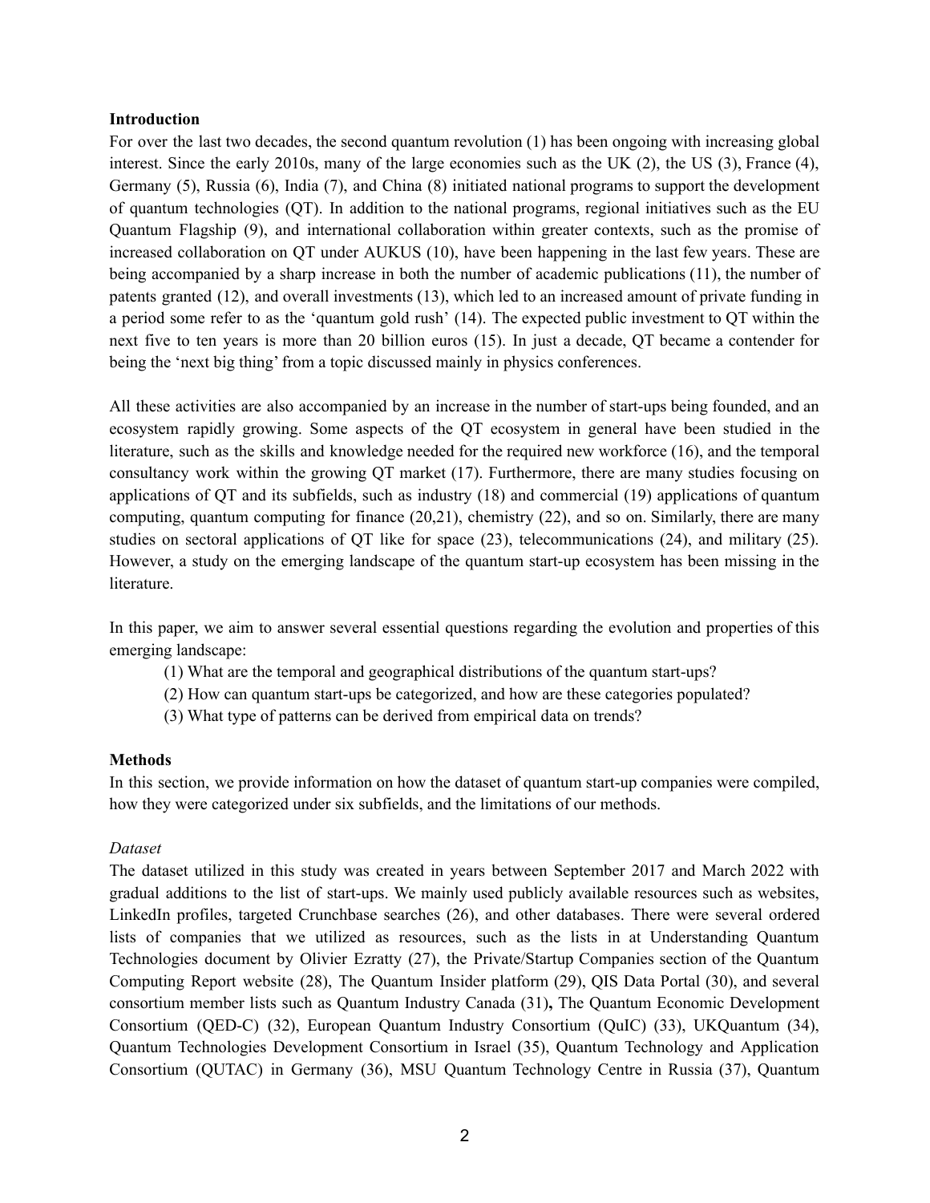## Introduction

For over the last two decades, the second quantum revolution (1) has been ongoing with increasing global interest. Since the early 2010s, many of the large economies such as the UK (2), the US (3), France (4), Germany (5), Russia (6), India (7), and China (8) initiated national programs to support the development of quantum technologies (QT). In addition to the national programs, regional initiatives such as the EU Quantum Flagship (9), and international collaboration within greater contexts, such as the promise of increased collaboration on QT under AUKUS (10), have been happening in the last few years. These are being accompanied by a sharp increase in both the number of academic publications (11), the number of patents granted (12), and overall investments (13), which led to an increased amount of private funding in a period some refer to as the 'quantum gold rush' (14). The expected public investment to QT within the next five to ten years is more than 20 billion euros (15). In just a decade, QT became a contender for being the 'next big thing' from a topic discussed mainly in physics conferences.

All these activities are also accompanied by an increase in the number of start-ups being founded, and an ecosystem rapidly growing. Some aspects of the QT ecosystem in general have been studied in the literature, such as the skills and knowledge needed for the required new workforce (16), and the temporal consultancy work within the growing QT market (17). Furthermore, there are many studies focusing on applications of QT and its subfields, such as industry (18) and commercial (19) applications of quantum computing, quantum computing for finance (20,21), chemistry (22), and so on. Similarly, there are many studies on sectoral applications of QT like for space (23), telecommunications (24), and military (25). However, a study on the emerging landscape of the quantum start-up ecosystem has been missing in the literature.

In this paper, we aim to answer several essential questions regarding the evolution and properties of this emerging landscape:

(1) What are the temporal and geographical distributions of the quantum start-ups?
(2) How can quantum start-ups be categorized, and how are these categories populated?
(3) What type of patterns can be derived from empirical data on trends?

## Methods

In this section, we provide information on how the dataset of quantum start-up companies were compiled, how they were categorized under six subfields, and the limitations of our methods.

### *Dataset*

The dataset utilized in this study was created in years between September 2017 and March 2022 with gradual additions to the list of start-ups. We mainly used publicly available resources such as websites, LinkedIn profiles, targeted Crunchbase searches (26), and other databases. There were several ordered lists of companies that we utilized as resources, such as the lists in at Understanding Quantum Technologies document by Olivier Ezratty (27), the Private/Startup Companies section of the Quantum Computing Report website (28), The Quantum Insider platform (29), QIS Data Portal (30), and several consortium member lists such as Quantum Industry Canada (31)**,** The Quantum Economic Development Consortium (QED-C) (32), European Quantum Industry Consortium (QuIC) (33), UKQuantum (34), Quantum Technologies Development Consortium in Israel (35), Quantum Technology and Application Consortium (QUTAC) in Germany (36), MSU Quantum Technology Centre in Russia (37), Quantum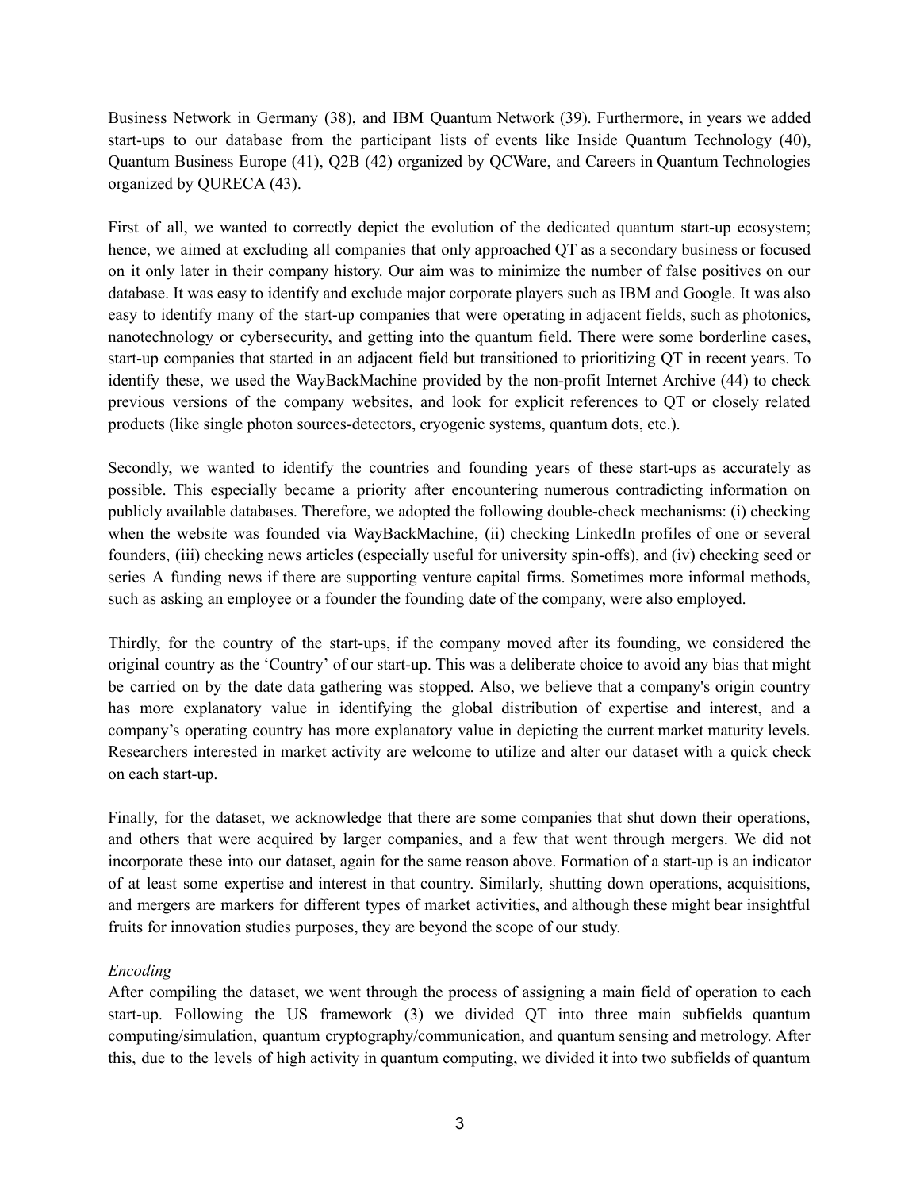Business Network in Germany (38), and IBM Quantum Network (39). Furthermore, in years we added start-ups to our database from the participant lists of events like Inside Quantum Technology (40), Quantum Business Europe (41), Q2B (42) organized by QCWare, and Careers in Quantum Technologies organized by QURECA (43).

First of all, we wanted to correctly depict the evolution of the dedicated quantum start-up ecosystem; hence, we aimed at excluding all companies that only approached QT as a secondary business or focused on it only later in their company history. Our aim was to minimize the number of false positives on our database. It was easy to identify and exclude major corporate players such as IBM and Google. It was also easy to identify many of the start-up companies that were operating in adjacent fields, such as photonics, nanotechnology or cybersecurity, and getting into the quantum field. There were some borderline cases, start-up companies that started in an adjacent field but transitioned to prioritizing QT in recent years. To identify these, we used the WayBackMachine provided by the non-profit Internet Archive (44) to check previous versions of the company websites, and look for explicit references to QT or closely related products (like single photon sources-detectors, cryogenic systems, quantum dots, etc.).

Secondly, we wanted to identify the countries and founding years of these start-ups as accurately as possible. This especially became a priority after encountering numerous contradicting information on publicly available databases. Therefore, we adopted the following double-check mechanisms: (i) checking when the website was founded via WayBackMachine, (ii) checking LinkedIn profiles of one or several founders, (iii) checking news articles (especially useful for university spin-offs), and (iv) checking seed or series A funding news if there are supporting venture capital firms. Sometimes more informal methods, such as asking an employee or a founder the founding date of the company, were also employed.

Thirdly, for the country of the start-ups, if the company moved after its founding, we considered the original country as the 'Country' of our start-up. This was a deliberate choice to avoid any bias that might be carried on by the date data gathering was stopped. Also, we believe that a company's origin country has more explanatory value in identifying the global distribution of expertise and interest, and a company's operating country has more explanatory value in depicting the current market maturity levels. Researchers interested in market activity are welcome to utilize and alter our dataset with a quick check on each start-up.

Finally, for the dataset, we acknowledge that there are some companies that shut down their operations, and others that were acquired by larger companies, and a few that went through mergers. We did not incorporate these into our dataset, again for the same reason above. Formation of a start-up is an indicator of at least some expertise and interest in that country. Similarly, shutting down operations, acquisitions, and mergers are markers for different types of market activities, and although these might bear insightful fruits for innovation studies purposes, they are beyond the scope of our study.

*Encoding*

After compiling the dataset, we went through the process of assigning a main field of operation to each start-up. Following the US framework (3) we divided QT into three main subfields quantum computing/simulation, quantum cryptography/communication, and quantum sensing and metrology. After this, due to the levels of high activity in quantum computing, we divided it into two subfields of quantum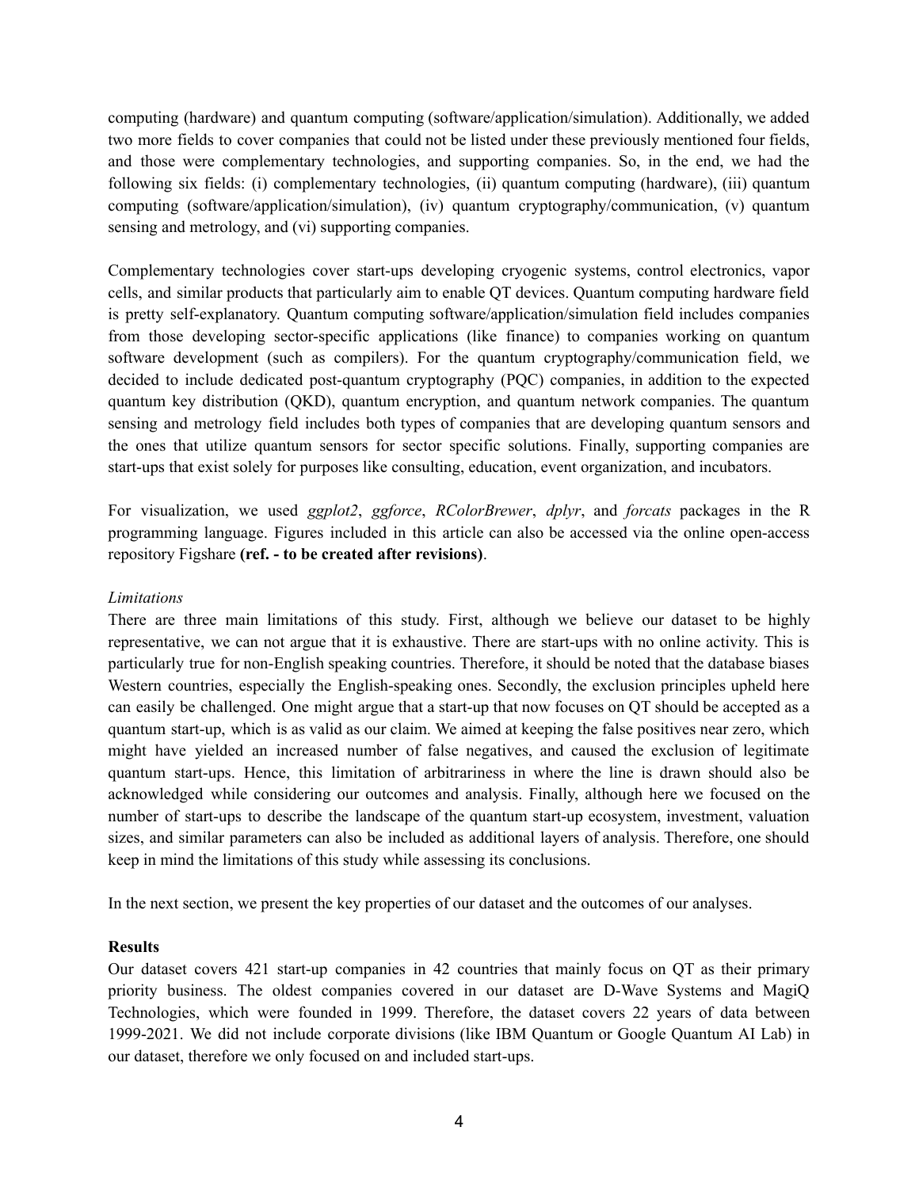computing (hardware) and quantum computing (software/application/simulation). Additionally, we added two more fields to cover companies that could not be listed under these previously mentioned four fields, and those were complementary technologies, and supporting companies. So, in the end, we had the following six fields: (i) complementary technologies, (ii) quantum computing (hardware), (iii) quantum computing (software/application/simulation), (iv) quantum cryptography/communication, (v) quantum sensing and metrology, and (vi) supporting companies.

Complementary technologies cover start-ups developing cryogenic systems, control electronics, vapor cells, and similar products that particularly aim to enable QT devices. Quantum computing hardware field is pretty self-explanatory. Quantum computing software/application/simulation field includes companies from those developing sector-specific applications (like finance) to companies working on quantum software development (such as compilers). For the quantum cryptography/communication field, we decided to include dedicated post-quantum cryptography (PQC) companies, in addition to the expected quantum key distribution (QKD), quantum encryption, and quantum network companies. The quantum sensing and metrology field includes both types of companies that are developing quantum sensors and the ones that utilize quantum sensors for sector specific solutions. Finally, supporting companies are start-ups that exist solely for purposes like consulting, education, event organization, and incubators.

For visualization, we used *ggplot2*, *ggforce*, *RColorBrewer*, *dplyr*, and *forcats* packages in the R programming language. Figures included in this article can also be accessed via the online open-access repository Figshare **(ref. - to be created after revisions)**.

*Limitations*

There are three main limitations of this study. First, although we believe our dataset to be highly representative, we can not argue that it is exhaustive. There are start-ups with no online activity. This is particularly true for non-English speaking countries. Therefore, it should be noted that the database biases Western countries, especially the English-speaking ones. Secondly, the exclusion principles upheld here can easily be challenged. One might argue that a start-up that now focuses on QT should be accepted as a quantum start-up, which is as valid as our claim. We aimed at keeping the false positives near zero, which might have yielded an increased number of false negatives, and caused the exclusion of legitimate quantum start-ups. Hence, this limitation of arbitrariness in where the line is drawn should also be acknowledged while considering our outcomes and analysis. Finally, although here we focused on the number of start-ups to describe the landscape of the quantum start-up ecosystem, investment, valuation sizes, and similar parameters can also be included as additional layers of analysis. Therefore, one should keep in mind the limitations of this study while assessing its conclusions.

In the next section, we present the key properties of our dataset and the outcomes of our analyses.

## Results

Our dataset covers 421 start-up companies in 42 countries that mainly focus on QT as their primary priority business. The oldest companies covered in our dataset are D-Wave Systems and MagiQ Technologies, which were founded in 1999. Therefore, the dataset covers 22 years of data between 1999-2021. We did not include corporate divisions (like IBM Quantum or Google Quantum AI Lab) in our dataset, therefore we only focused on and included start-ups.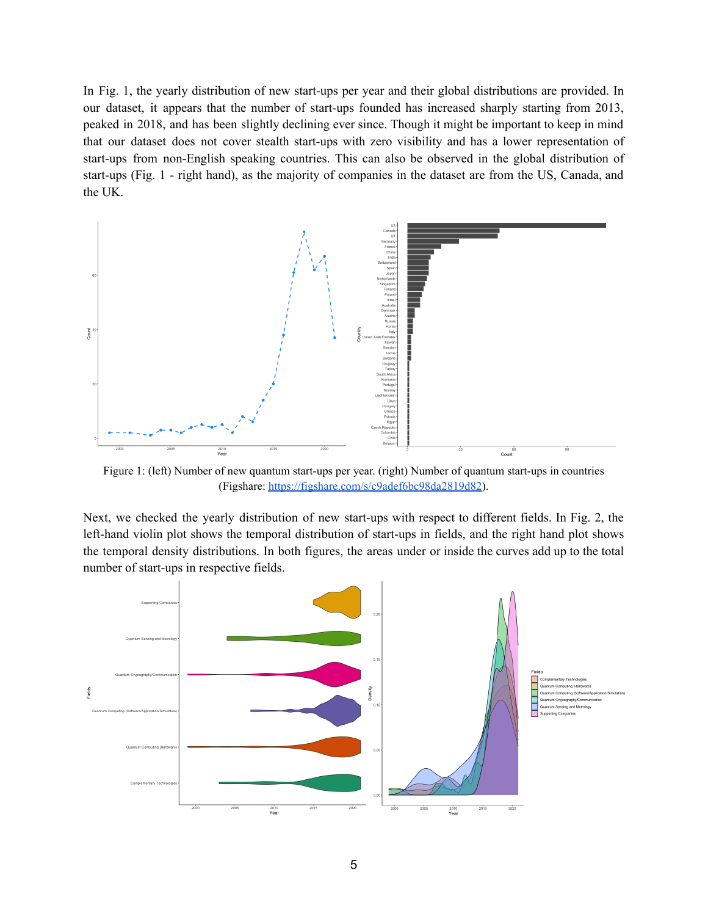In Fig. 1, the yearly distribution of new start-ups per year and their global distributions are provided. In our dataset, it appears that the number of start-ups founded has increased sharply starting from 2013, peaked in 2018, and has been slightly declining ever since. Though it might be important to keep in mind that our dataset does not cover stealth start-ups with zero visibility and has a lower representation of start-ups from non-English speaking countries. This can also be observed in the global distribution of start-ups (Fig. 1 - right hand), as the majority of companies in the dataset are from the US, Canada, and the UK.

Figure 1: (left) Number of new quantum start-ups per year. (right) Number of quantum start-ups in countries (Figshare: https://figshare.com/s/c9adef6bc98da2819d82).

Next, we checked the yearly distribution of new start-ups with respect to different fields. In Fig. 2, the left-hand violin plot shows the temporal distribution of start-ups in fields, and the right hand plot shows the temporal density distributions. In both figures, the areas under or inside the curves add up to the total number of start-ups in respective fields.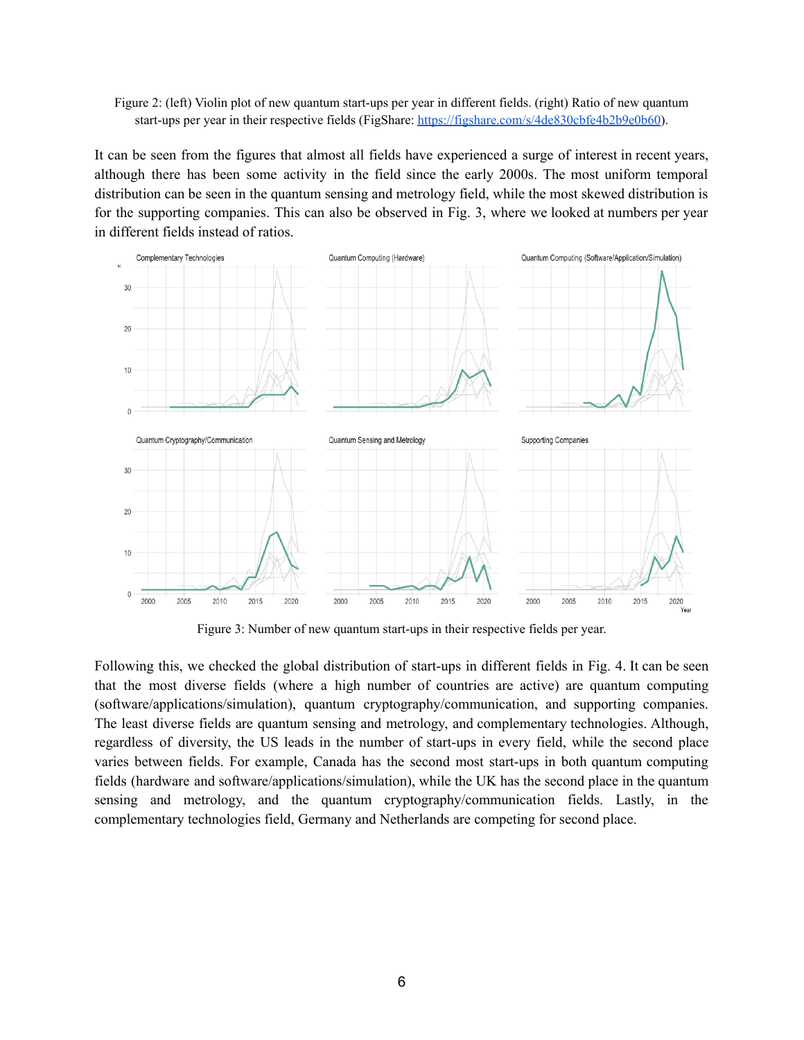Figure 2: (left) Violin plot of new quantum start-ups per year in different fields. (right) Ratio of new quantum start-ups per year in their respective fields (FigShare: https://figshare.com/s/4de830cbfe4b2b9e0b60).

It can be seen from the figures that almost all fields have experienced a surge of interest in recent years, although there has been some activity in the field since the early 2000s. The most uniform temporal distribution can be seen in the quantum sensing and metrology field, while the most skewed distribution is for the supporting companies. This can also be observed in Fig. 3, where we looked at numbers per year in different fields instead of ratios.

Figure 3: Number of new quantum start-ups in their respective fields per year.

Following this, we checked the global distribution of start-ups in different fields in Fig. 4. It can be seen that the most diverse fields (where a high number of countries are active) are quantum computing (software/applications/simulation), quantum cryptography/communication, and supporting companies. The least diverse fields are quantum sensing and metrology, and complementary technologies. Although, regardless of diversity, the US leads in the number of start-ups in every field, while the second place varies between fields. For example, Canada has the second most start-ups in both quantum computing fields (hardware and software/applications/simulation), while the UK has the second place in the quantum sensing and metrology, and the quantum cryptography/communication fields. Lastly, in the complementary technologies field, Germany and Netherlands are competing for second place.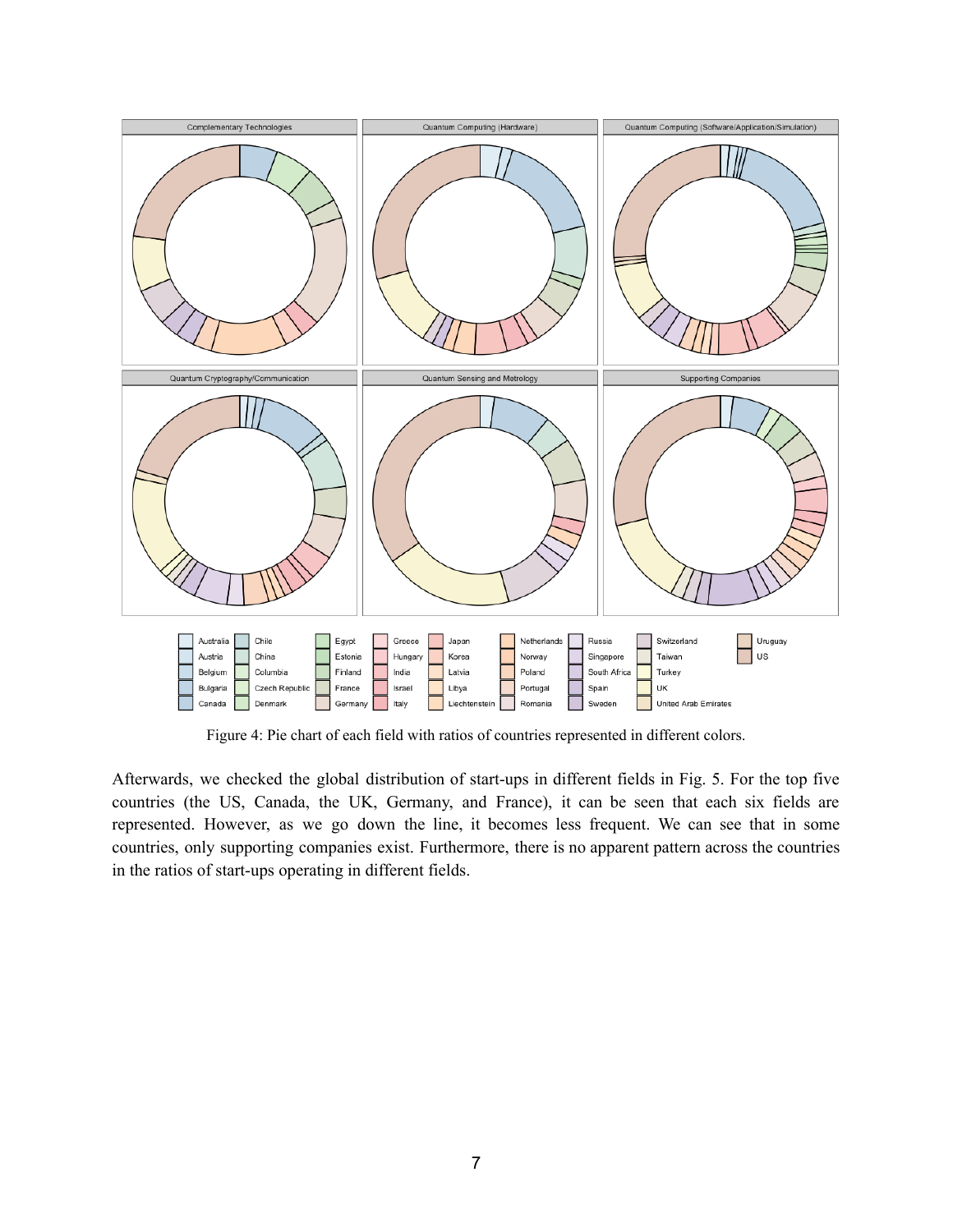Figure 4: Pie chart of each field with ratios of countries represented in different colors.

Afterwards, we checked the global distribution of start-ups in different fields in Fig. 5. For the top five countries (the US, Canada, the UK, Germany, and France), it can be seen that each six fields are represented. However, as we go down the line, it becomes less frequent. We can see that in some countries, only supporting companies exist. Furthermore, there is no apparent pattern across the countries in the ratios of start-ups operating in different fields.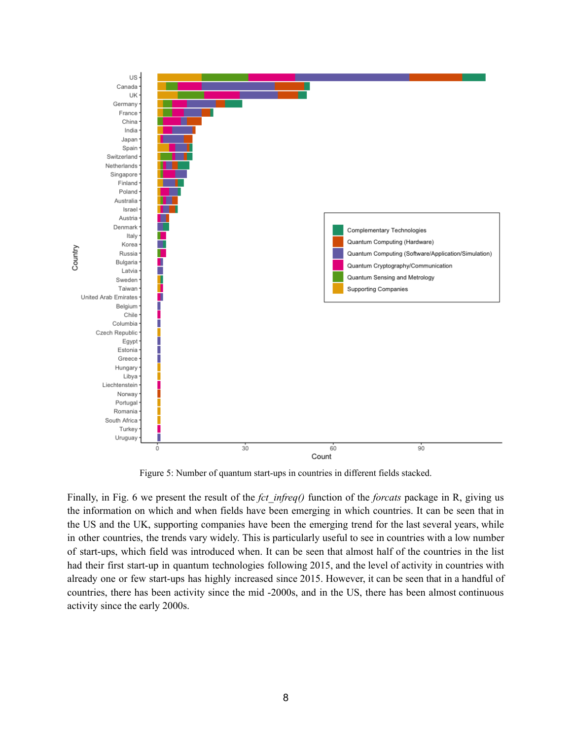Figure 5: Number of quantum start-ups in countries in different fields stacked.

Finally, in Fig. 6 we present the result of the *fct_infreq()* function of the *forcats* package in R, giving us the information on which and when fields have been emerging in which countries. It can be seen that in the US and the UK, supporting companies have been the emerging trend for the last several years, while in other countries, the trends vary widely. This is particularly useful to see in countries with a low number of start-ups, which field was introduced when. It can be seen that almost half of the countries in the list had their first start-up in quantum technologies following 2015, and the level of activity in countries with already one or few start-ups has highly increased since 2015. However, it can be seen that in a handful of countries, there has been activity since the mid -2000s, and in the US, there has been almost continuous activity since the early 2000s.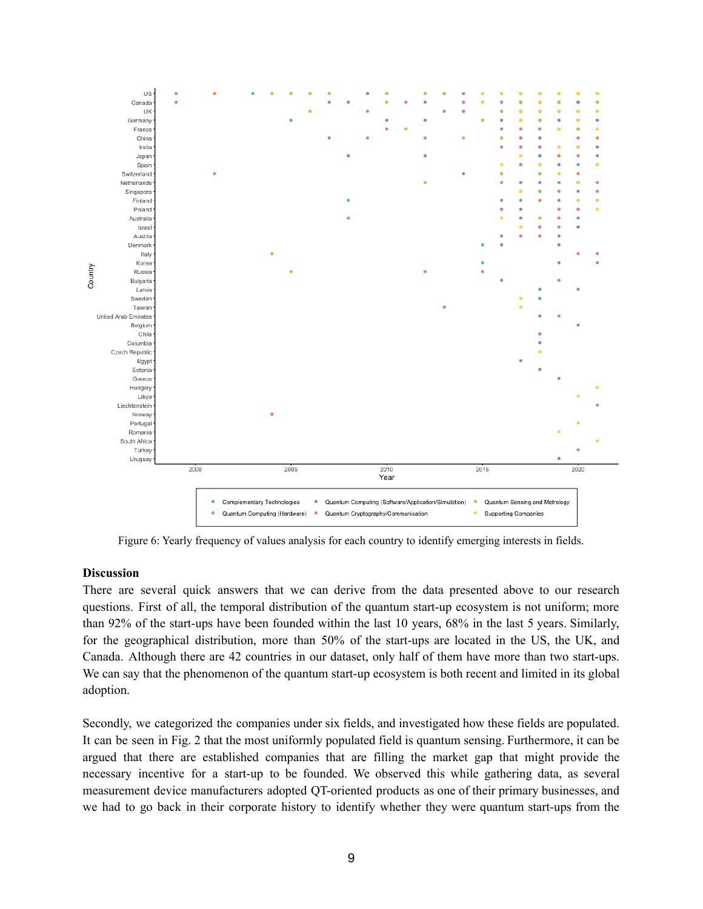Figure 6: Yearly frequency of values analysis for each country to identify emerging interests in fields.

## Discussion

There are several quick answers that we can derive from the data presented above to our research questions. First of all, the temporal distribution of the quantum start-up ecosystem is not uniform; more than 92% of the start-ups have been founded within the last 10 years, 68% in the last 5 years. Similarly, for the geographical distribution, more than 50% of the start-ups are located in the US, the UK, and Canada. Although there are 42 countries in our dataset, only half of them have more than two start-ups. We can say that the phenomenon of the quantum start-up ecosystem is both recent and limited in its global adoption.

Secondly, we categorized the companies under six fields, and investigated how these fields are populated. It can be seen in Fig. 2 that the most uniformly populated field is quantum sensing. Furthermore, it can be argued that there are established companies that are filling the market gap that might provide the necessary incentive for a start-up to be founded. We observed this while gathering data, as several measurement device manufacturers adopted QT-oriented products as one of their primary businesses, and we had to go back in their corporate history to identify whether they were quantum start-ups from the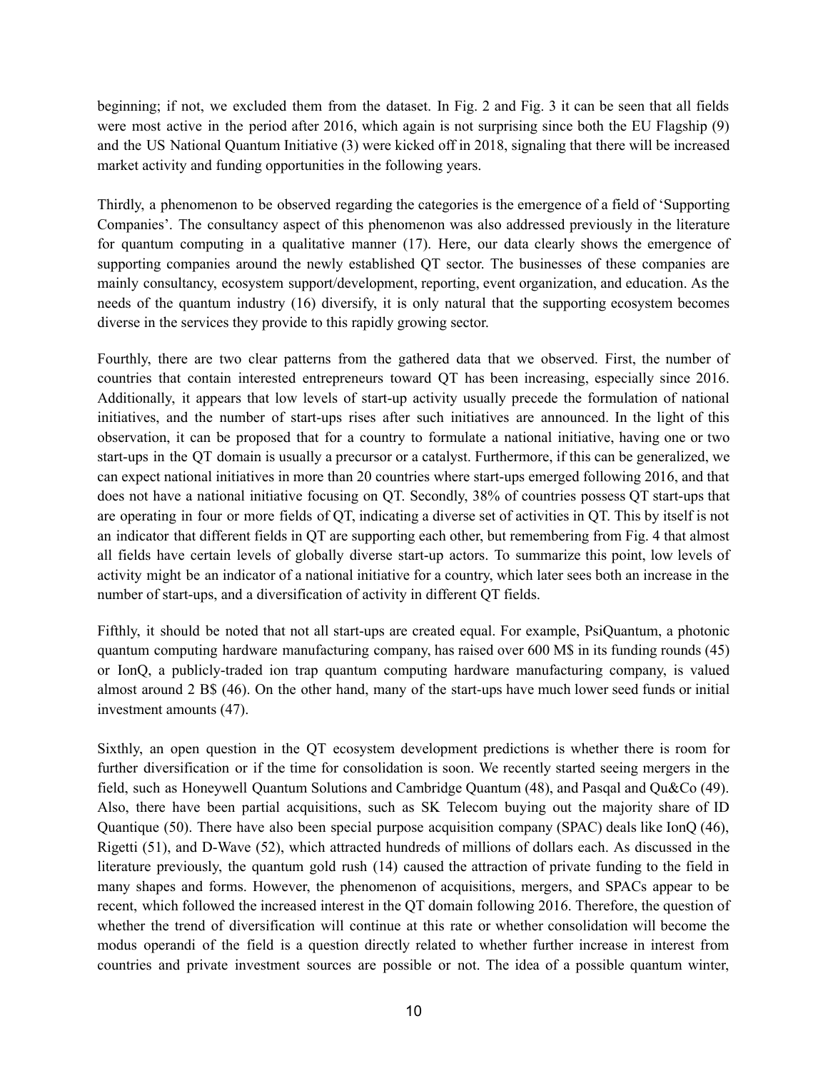beginning; if not, we excluded them from the dataset. In Fig. 2 and Fig. 3 it can be seen that all fields were most active in the period after 2016, which again is not surprising since both the EU Flagship (9) and the US National Quantum Initiative (3) were kicked off in 2018, signaling that there will be increased market activity and funding opportunities in the following years.

Thirdly, a phenomenon to be observed regarding the categories is the emergence of a field of 'Supporting Companies'. The consultancy aspect of this phenomenon was also addressed previously in the literature for quantum computing in a qualitative manner (17). Here, our data clearly shows the emergence of supporting companies around the newly established QT sector. The businesses of these companies are mainly consultancy, ecosystem support/development, reporting, event organization, and education. As the needs of the quantum industry (16) diversify, it is only natural that the supporting ecosystem becomes diverse in the services they provide to this rapidly growing sector.

Fourthly, there are two clear patterns from the gathered data that we observed. First, the number of countries that contain interested entrepreneurs toward QT has been increasing, especially since 2016. Additionally, it appears that low levels of start-up activity usually precede the formulation of national initiatives, and the number of start-ups rises after such initiatives are announced. In the light of this observation, it can be proposed that for a country to formulate a national initiative, having one or two start-ups in the QT domain is usually a precursor or a catalyst. Furthermore, if this can be generalized, we can expect national initiatives in more than 20 countries where start-ups emerged following 2016, and that does not have a national initiative focusing on QT. Secondly, 38% of countries possess QT start-ups that are operating in four or more fields of QT, indicating a diverse set of activities in QT. This by itself is not an indicator that different fields in QT are supporting each other, but remembering from Fig. 4 that almost all fields have certain levels of globally diverse start-up actors. To summarize this point, low levels of activity might be an indicator of a national initiative for a country, which later sees both an increase in the number of start-ups, and a diversification of activity in different QT fields.

Fifthly, it should be noted that not all start-ups are created equal. For example, PsiQuantum, a photonic quantum computing hardware manufacturing company, has raised over 600 M$ in its funding rounds (45) or IonQ, a publicly-traded ion trap quantum computing hardware manufacturing company, is valued almost around 2 B$ (46). On the other hand, many of the start-ups have much lower seed funds or initial investment amounts (47).

Sixthly, an open question in the QT ecosystem development predictions is whether there is room for further diversification or if the time for consolidation is soon. We recently started seeing mergers in the field, such as Honeywell Quantum Solutions and Cambridge Quantum (48), and Pasqal and Qu&Co (49). Also, there have been partial acquisitions, such as SK Telecom buying out the majority share of ID Quantique (50). There have also been special purpose acquisition company (SPAC) deals like IonQ (46), Rigetti (51), and D-Wave (52), which attracted hundreds of millions of dollars each. As discussed in the literature previously, the quantum gold rush (14) caused the attraction of private funding to the field in many shapes and forms. However, the phenomenon of acquisitions, mergers, and SPACs appear to be recent, which followed the increased interest in the QT domain following 2016. Therefore, the question of whether the trend of diversification will continue at this rate or whether consolidation will become the modus operandi of the field is a question directly related to whether further increase in interest from countries and private investment sources are possible or not. The idea of a possible quantum winter,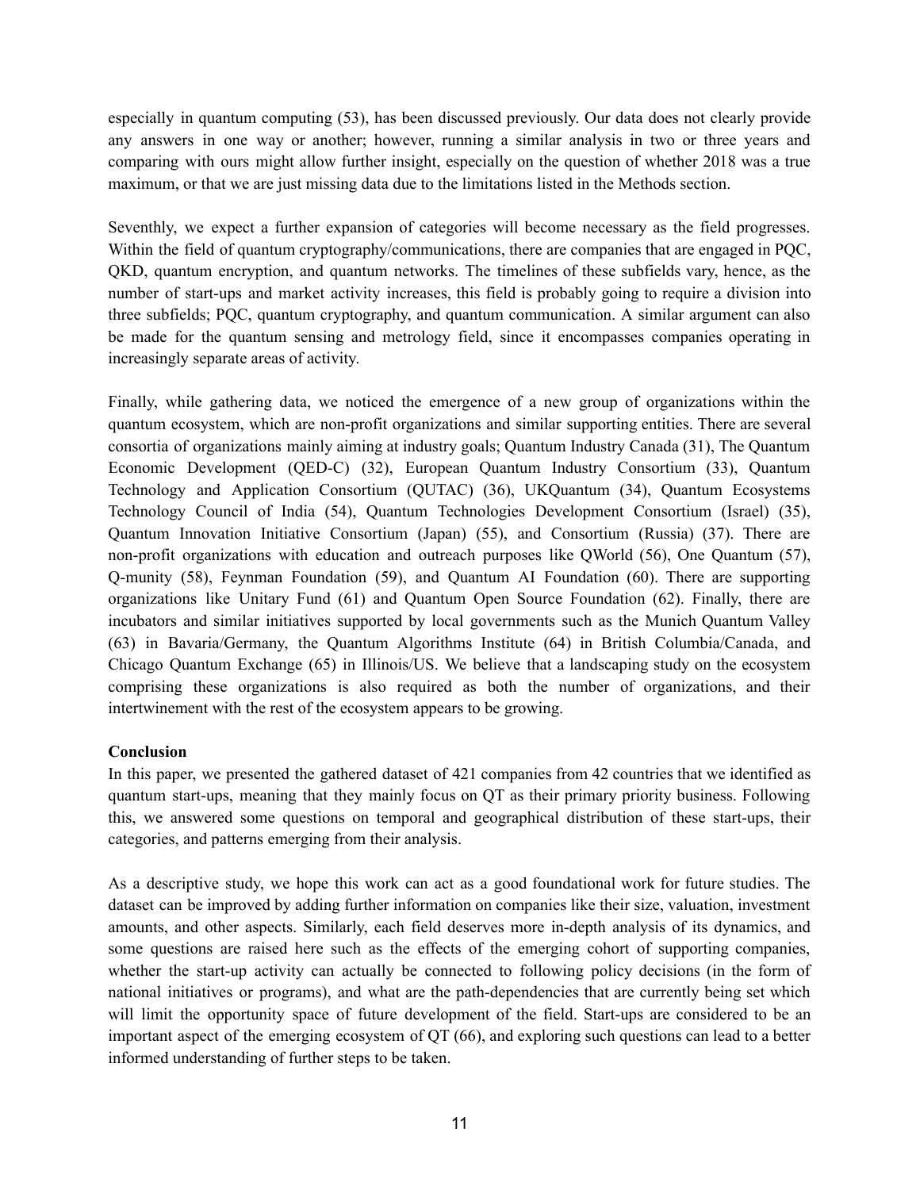especially in quantum computing (53), has been discussed previously. Our data does not clearly provide any answers in one way or another; however, running a similar analysis in two or three years and comparing with ours might allow further insight, especially on the question of whether 2018 was a true maximum, or that we are just missing data due to the limitations listed in the Methods section.

Seventhly, we expect a further expansion of categories will become necessary as the field progresses. Within the field of quantum cryptography/communications, there are companies that are engaged in PQC, QKD, quantum encryption, and quantum networks. The timelines of these subfields vary, hence, as the number of start-ups and market activity increases, this field is probably going to require a division into three subfields; PQC, quantum cryptography, and quantum communication. A similar argument can also be made for the quantum sensing and metrology field, since it encompasses companies operating in increasingly separate areas of activity.

Finally, while gathering data, we noticed the emergence of a new group of organizations within the quantum ecosystem, which are non-profit organizations and similar supporting entities. There are several consortia of organizations mainly aiming at industry goals; Quantum Industry Canada (31), The Quantum Economic Development (QED-C) (32), European Quantum Industry Consortium (33), Quantum Technology and Application Consortium (QUTAC) (36), UKQuantum (34), Quantum Ecosystems Technology Council of India (54), Quantum Technologies Development Consortium (Israel) (35), Quantum Innovation Initiative Consortium (Japan) (55), and Consortium (Russia) (37). There are non-profit organizations with education and outreach purposes like QWorld (56), One Quantum (57), Q-munity (58), Feynman Foundation (59), and Quantum AI Foundation (60). There are supporting organizations like Unitary Fund (61) and Quantum Open Source Foundation (62). Finally, there are incubators and similar initiatives supported by local governments such as the Munich Quantum Valley (63) in Bavaria/Germany, the Quantum Algorithms Institute (64) in British Columbia/Canada, and Chicago Quantum Exchange (65) in Illinois/US. We believe that a landscaping study on the ecosystem comprising these organizations is also required as both the number of organizations, and their intertwinement with the rest of the ecosystem appears to be growing.

## Conclusion

In this paper, we presented the gathered dataset of 421 companies from 42 countries that we identified as quantum start-ups, meaning that they mainly focus on QT as their primary priority business. Following this, we answered some questions on temporal and geographical distribution of these start-ups, their categories, and patterns emerging from their analysis.

As a descriptive study, we hope this work can act as a good foundational work for future studies. The dataset can be improved by adding further information on companies like their size, valuation, investment amounts, and other aspects. Similarly, each field deserves more in-depth analysis of its dynamics, and some questions are raised here such as the effects of the emerging cohort of supporting companies, whether the start-up activity can actually be connected to following policy decisions (in the form of national initiatives or programs), and what are the path-dependencies that are currently being set which will limit the opportunity space of future development of the field. Start-ups are considered to be an important aspect of the emerging ecosystem of QT (66), and exploring such questions can lead to a better informed understanding of further steps to be taken.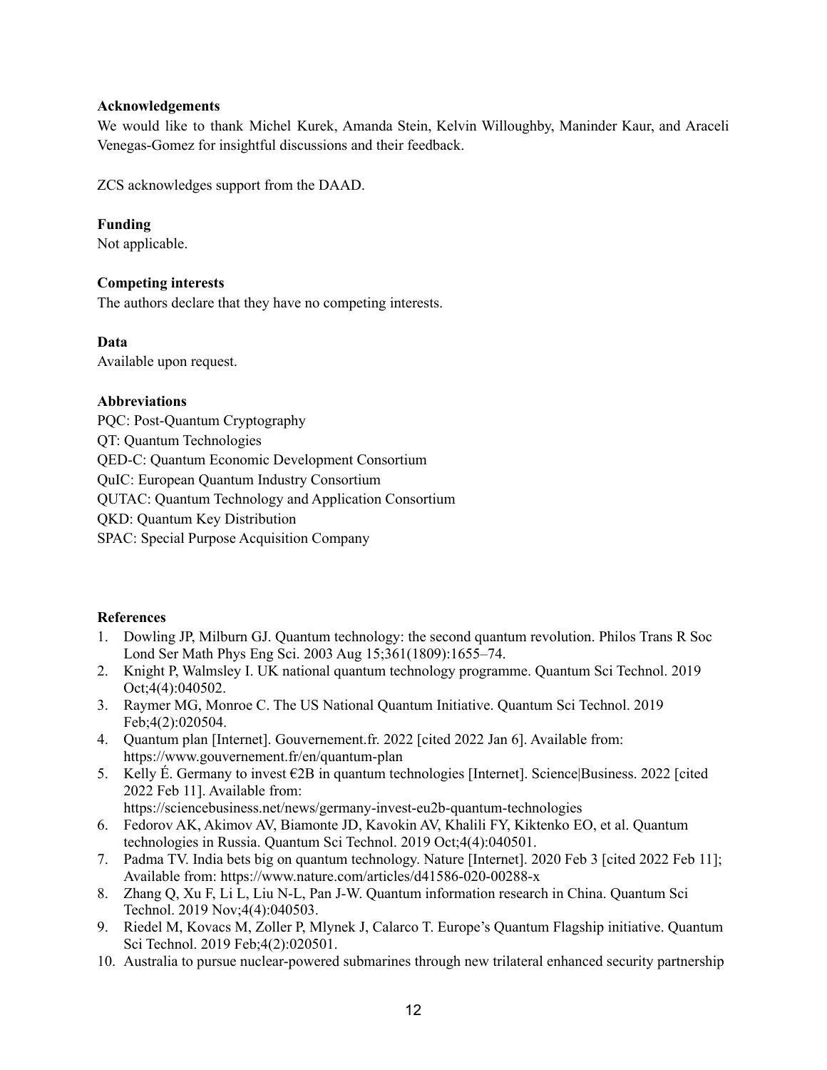**Acknowledgements**

We would like to thank Michel Kurek, Amanda Stein, Kelvin Willoughby, Maninder Kaur, and Araceli Venegas-Gomez for insightful discussions and their feedback.

ZCS acknowledges support from the DAAD.

**Funding**

Not applicable.

**Competing interests**

The authors declare that they have no competing interests.

**Data**

Available upon request.

**Abbreviations**

PQC: Post-Quantum Cryptography
QT: Quantum Technologies
QED-C: Quantum Economic Development Consortium
QuIC: European Quantum Industry Consortium
QUTAC: Quantum Technology and Application Consortium
QKD: Quantum Key Distribution
SPAC: Special Purpose Acquisition Company

**References**

1. Dowling JP, Milburn GJ. Quantum technology: the second quantum revolution. Philos Trans R Soc Lond Ser Math Phys Eng Sci. 2003 Aug 15;361(1809):1655–74.
2. Knight P, Walmsley I. UK national quantum technology programme. Quantum Sci Technol. 2019 Oct;4(4):040502.
3. Raymer MG, Monroe C. The US National Quantum Initiative. Quantum Sci Technol. 2019 Feb;4(2):020504.
4. Quantum plan [Internet]. Gouvernement.fr. 2022 [cited 2022 Jan 6]. Available from: https://www.gouvernement.fr/en/quantum-plan
5. Kelly É. Germany to invest €2B in quantum technologies [Internet]. Science|Business. 2022 [cited 2022 Feb 11]. Available from: https://sciencebusiness.net/news/germany-invest-eu2b-quantum-technologies
6. Fedorov AK, Akimov AV, Biamonte JD, Kavokin AV, Khalili FY, Kiktenko EO, et al. Quantum technologies in Russia. Quantum Sci Technol. 2019 Oct;4(4):040501.
7. Padma TV. India bets big on quantum technology. Nature [Internet]. 2020 Feb 3 [cited 2022 Feb 11]; Available from: https://www.nature.com/articles/d41586-020-00288-x
8. Zhang Q, Xu F, Li L, Liu N-L, Pan J-W. Quantum information research in China. Quantum Sci Technol. 2019 Nov;4(4):040503.
9. Riedel M, Kovacs M, Zoller P, Mlynek J, Calarco T. Europe's Quantum Flagship initiative. Quantum Sci Technol. 2019 Feb;4(2):020501.
10. Australia to pursue nuclear-powered submarines through new trilateral enhanced security partnership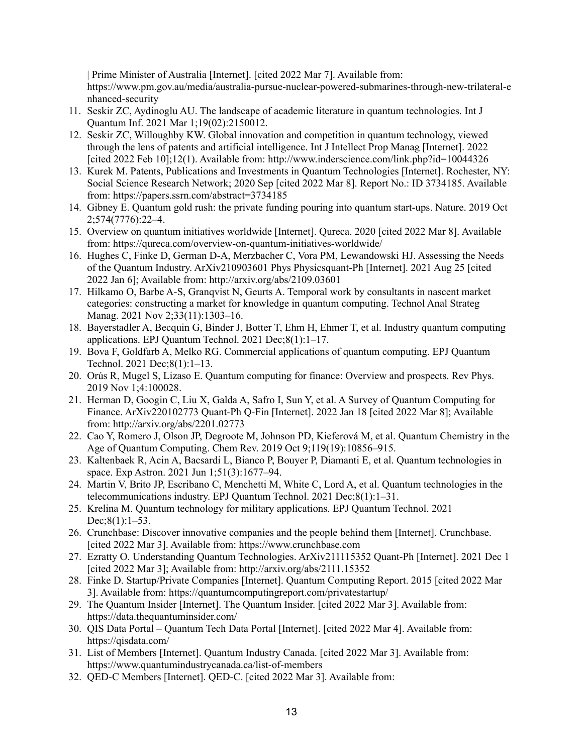| Prime Minister of Australia [Internet]. [cited 2022 Mar 7]. Available from: https://www.pm.gov.au/media/australia-pursue-nuclear-powered-submarines-through-new-trilateral-enhanced-security

11. Seskir ZC, Aydinoglu AU. The landscape of academic literature in quantum technologies. Int J Quantum Inf. 2021 Mar 1;19(02):2150012.
12. Seskir ZC, Willoughby KW. Global innovation and competition in quantum technology, viewed through the lens of patents and artificial intelligence. Int J Intellect Prop Manag [Internet]. 2022 [cited 2022 Feb 10];12(1). Available from: http://www.inderscience.com/link.php?id=10044326
13. Kurek M. Patents, Publications and Investments in Quantum Technologies [Internet]. Rochester, NY: Social Science Research Network; 2020 Sep [cited 2022 Mar 8]. Report No.: ID 3734185. Available from: https://papers.ssrn.com/abstract=3734185
14. Gibney E. Quantum gold rush: the private funding pouring into quantum start-ups. Nature. 2019 Oct 2;574(7776):22–4.
15. Overview on quantum initiatives worldwide [Internet]. Qureca. 2020 [cited 2022 Mar 8]. Available from: https://qureca.com/overview-on-quantum-initiatives-worldwide/
16. Hughes C, Finke D, German D-A, Merzbacher C, Vora PM, Lewandowski HJ. Assessing the Needs of the Quantum Industry. ArXiv210903601 Phys Physicsquant-Ph [Internet]. 2021 Aug 25 [cited 2022 Jan 6]; Available from: http://arxiv.org/abs/2109.03601
17. Hilkamo O, Barbe A-S, Granqvist N, Geurts A. Temporal work by consultants in nascent market categories: constructing a market for knowledge in quantum computing. Technol Anal Strateg Manag. 2021 Nov 2;33(11):1303–16.
18. Bayerstadler A, Becquin G, Binder J, Botter T, Ehm H, Ehmer T, et al. Industry quantum computing applications. EPJ Quantum Technol. 2021 Dec;8(1):1–17.
19. Bova F, Goldfarb A, Melko RG. Commercial applications of quantum computing. EPJ Quantum Technol. 2021 Dec;8(1):1–13.
20. Orús R, Mugel S, Lizaso E. Quantum computing for finance: Overview and prospects. Rev Phys. 2019 Nov 1;4:100028.
21. Herman D, Googin C, Liu X, Galda A, Safro I, Sun Y, et al. A Survey of Quantum Computing for Finance. ArXiv220102773 Quant-Ph Q-Fin [Internet]. 2022 Jan 18 [cited 2022 Mar 8]; Available from: http://arxiv.org/abs/2201.02773
22. Cao Y, Romero J, Olson JP, Degroote M, Johnson PD, Kieferová M, et al. Quantum Chemistry in the Age of Quantum Computing. Chem Rev. 2019 Oct 9;119(19):10856–915.
23. Kaltenbaek R, Acin A, Bacsardi L, Bianco P, Bouyer P, Diamanti E, et al. Quantum technologies in space. Exp Astron. 2021 Jun 1;51(3):1677–94.
24. Martin V, Brito JP, Escribano C, Menchetti M, White C, Lord A, et al. Quantum technologies in the telecommunications industry. EPJ Quantum Technol. 2021 Dec;8(1):1–31.
25. Krelina M. Quantum technology for military applications. EPJ Quantum Technol. 2021 Dec;8(1):1–53.
26. Crunchbase: Discover innovative companies and the people behind them [Internet]. Crunchbase. [cited 2022 Mar 3]. Available from: https://www.crunchbase.com
27. Ezratty O. Understanding Quantum Technologies. ArXiv211115352 Quant-Ph [Internet]. 2021 Dec 1 [cited 2022 Mar 3]; Available from: http://arxiv.org/abs/2111.15352
28. Finke D. Startup/Private Companies [Internet]. Quantum Computing Report. 2015 [cited 2022 Mar 3]. Available from: https://quantumcomputingreport.com/privatestartup/
29. The Quantum Insider [Internet]. The Quantum Insider. [cited 2022 Mar 3]. Available from: https://data.thequantuminsider.com/
30. QIS Data Portal – Quantum Tech Data Portal [Internet]. [cited 2022 Mar 4]. Available from: https://qisdata.com/
31. List of Members [Internet]. Quantum Industry Canada. [cited 2022 Mar 3]. Available from: https://www.quantumindustrycanada.ca/list-of-members
32. QED-C Members [Internet]. QED-C. [cited 2022 Mar 3]. Available from: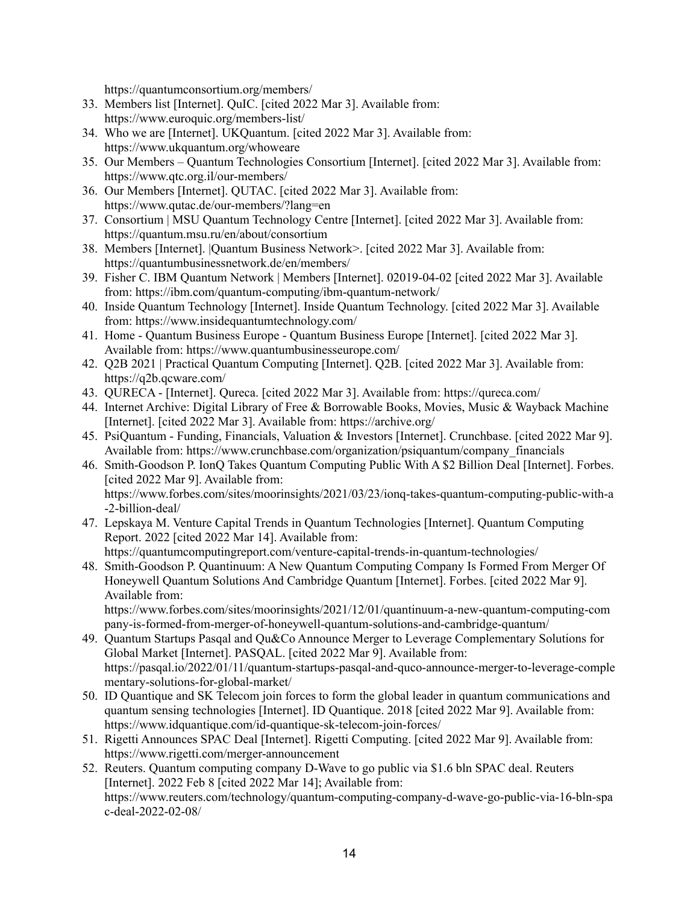https://quantumconsortium.org/members/

33. Members list [Internet]. QuIC. [cited 2022 Mar 3]. Available from: https://www.euroquic.org/members-list/
34. Who we are [Internet]. UKQuantum. [cited 2022 Mar 3]. Available from: https://www.ukquantum.org/whoweare
35. Our Members – Quantum Technologies Consortium [Internet]. [cited 2022 Mar 3]. Available from: https://www.qtc.org.il/our-members/
36. Our Members [Internet]. QUTAC. [cited 2022 Mar 3]. Available from: https://www.qutac.de/our-members/?lang=en
37. Consortium | MSU Quantum Technology Centre [Internet]. [cited 2022 Mar 3]. Available from: https://quantum.msu.ru/en/about/consortium
38. Members [Internet]. |Quantum Business Network>. [cited 2022 Mar 3]. Available from: https://quantumbusinessnetwork.de/en/members/
39. Fisher C. IBM Quantum Network | Members [Internet]. 02019-04-02 [cited 2022 Mar 3]. Available from: https://ibm.com/quantum-computing/ibm-quantum-network/
40. Inside Quantum Technology [Internet]. Inside Quantum Technology. [cited 2022 Mar 3]. Available from: https://www.insidequantumtechnology.com/
41. Home - Quantum Business Europe - Quantum Business Europe [Internet]. [cited 2022 Mar 3]. Available from: https://www.quantumbusinesseurope.com/
42. Q2B 2021 | Practical Quantum Computing [Internet]. Q2B. [cited 2022 Mar 3]. Available from: https://q2b.qcware.com/
43. QURECA - [Internet]. Qureca. [cited 2022 Mar 3]. Available from: https://qureca.com/
44. Internet Archive: Digital Library of Free & Borrowable Books, Movies, Music & Wayback Machine [Internet]. [cited 2022 Mar 3]. Available from: https://archive.org/
45. PsiQuantum - Funding, Financials, Valuation & Investors [Internet]. Crunchbase. [cited 2022 Mar 9]. Available from: https://www.crunchbase.com/organization/psiquantum/company_financials
46. Smith-Goodson P. IonQ Takes Quantum Computing Public With A $2 Billion Deal [Internet]. Forbes. [cited 2022 Mar 9]. Available from: https://www.forbes.com/sites/moorinsights/2021/03/23/ionq-takes-quantum-computing-public-with-a-2-billion-deal/
47. Lepskaya M. Venture Capital Trends in Quantum Technologies [Internet]. Quantum Computing Report. 2022 [cited 2022 Mar 14]. Available from: https://quantumcomputingreport.com/venture-capital-trends-in-quantum-technologies/
48. Smith-Goodson P. Quantinuum: A New Quantum Computing Company Is Formed From Merger Of Honeywell Quantum Solutions And Cambridge Quantum [Internet]. Forbes. [cited 2022 Mar 9]. Available from: https://www.forbes.com/sites/moorinsights/2021/12/01/quantinuum-a-new-quantum-computing-company-is-formed-from-merger-of-honeywell-quantum-solutions-and-cambridge-quantum/
49. Quantum Startups Pasqal and Qu&Co Announce Merger to Leverage Complementary Solutions for Global Market [Internet]. PASQAL. [cited 2022 Mar 9]. Available from: https://pasqal.io/2022/01/11/quantum-startups-pasqal-and-quco-announce-merger-to-leverage-complementary-solutions-for-global-market/
50. ID Quantique and SK Telecom join forces to form the global leader in quantum communications and quantum sensing technologies [Internet]. ID Quantique. 2018 [cited 2022 Mar 9]. Available from: https://www.idquantique.com/id-quantique-sk-telecom-join-forces/
51. Rigetti Announces SPAC Deal [Internet]. Rigetti Computing. [cited 2022 Mar 9]. Available from: https://www.rigetti.com/merger-announcement
52. Reuters. Quantum computing company D-Wave to go public via $1.6 bln SPAC deal. Reuters [Internet]. 2022 Feb 8 [cited 2022 Mar 14]; Available from: https://www.reuters.com/technology/quantum-computing-company-d-wave-go-public-via-16-bln-spac-deal-2022-02-08/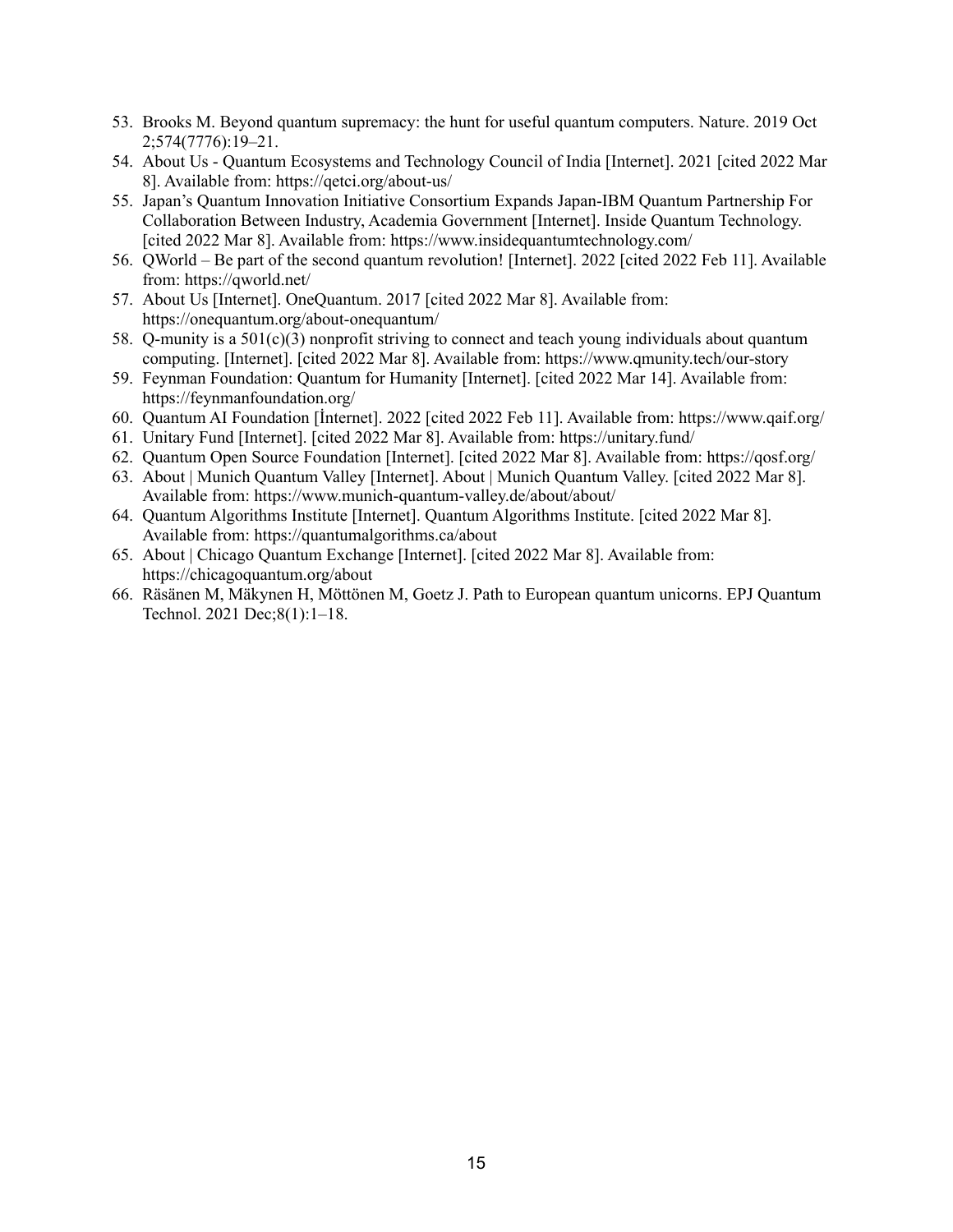53. Brooks M. Beyond quantum supremacy: the hunt for useful quantum computers. Nature. 2019 Oct 2;574(7776):19–21.
54. About Us - Quantum Ecosystems and Technology Council of India [Internet]. 2021 [cited 2022 Mar 8]. Available from: https://qetci.org/about-us/
55. Japan's Quantum Innovation Initiative Consortium Expands Japan-IBM Quantum Partnership For Collaboration Between Industry, Academia Government [Internet]. Inside Quantum Technology. [cited 2022 Mar 8]. Available from: https://www.insidequantumtechnology.com/
56. QWorld – Be part of the second quantum revolution! [Internet]. 2022 [cited 2022 Feb 11]. Available from: https://qworld.net/
57. About Us [Internet]. OneQuantum. 2017 [cited 2022 Mar 8]. Available from: https://onequantum.org/about-onequantum/
58. Q-munity is a 501(c)(3) nonprofit striving to connect and teach young individuals about quantum computing. [Internet]. [cited 2022 Mar 8]. Available from: https://www.qmunity.tech/our-story
59. Feynman Foundation: Quantum for Humanity [Internet]. [cited 2022 Mar 14]. Available from: https://feynmanfoundation.org/
60. Quantum AI Foundation [İnternet]. 2022 [cited 2022 Feb 11]. Available from: https://www.qaif.org/
61. Unitary Fund [Internet]. [cited 2022 Mar 8]. Available from: https://unitary.fund/
62. Quantum Open Source Foundation [Internet]. [cited 2022 Mar 8]. Available from: https://qosf.org/
63. About | Munich Quantum Valley [Internet]. About | Munich Quantum Valley. [cited 2022 Mar 8]. Available from: https://www.munich-quantum-valley.de/about/about/
64. Quantum Algorithms Institute [Internet]. Quantum Algorithms Institute. [cited 2022 Mar 8]. Available from: https://quantumalgorithms.ca/about
65. About | Chicago Quantum Exchange [Internet]. [cited 2022 Mar 8]. Available from: https://chicagoquantum.org/about
66. Räsänen M, Mäkynen H, Möttönen M, Goetz J. Path to European quantum unicorns. EPJ Quantum Technol. 2021 Dec;8(1):1–18.